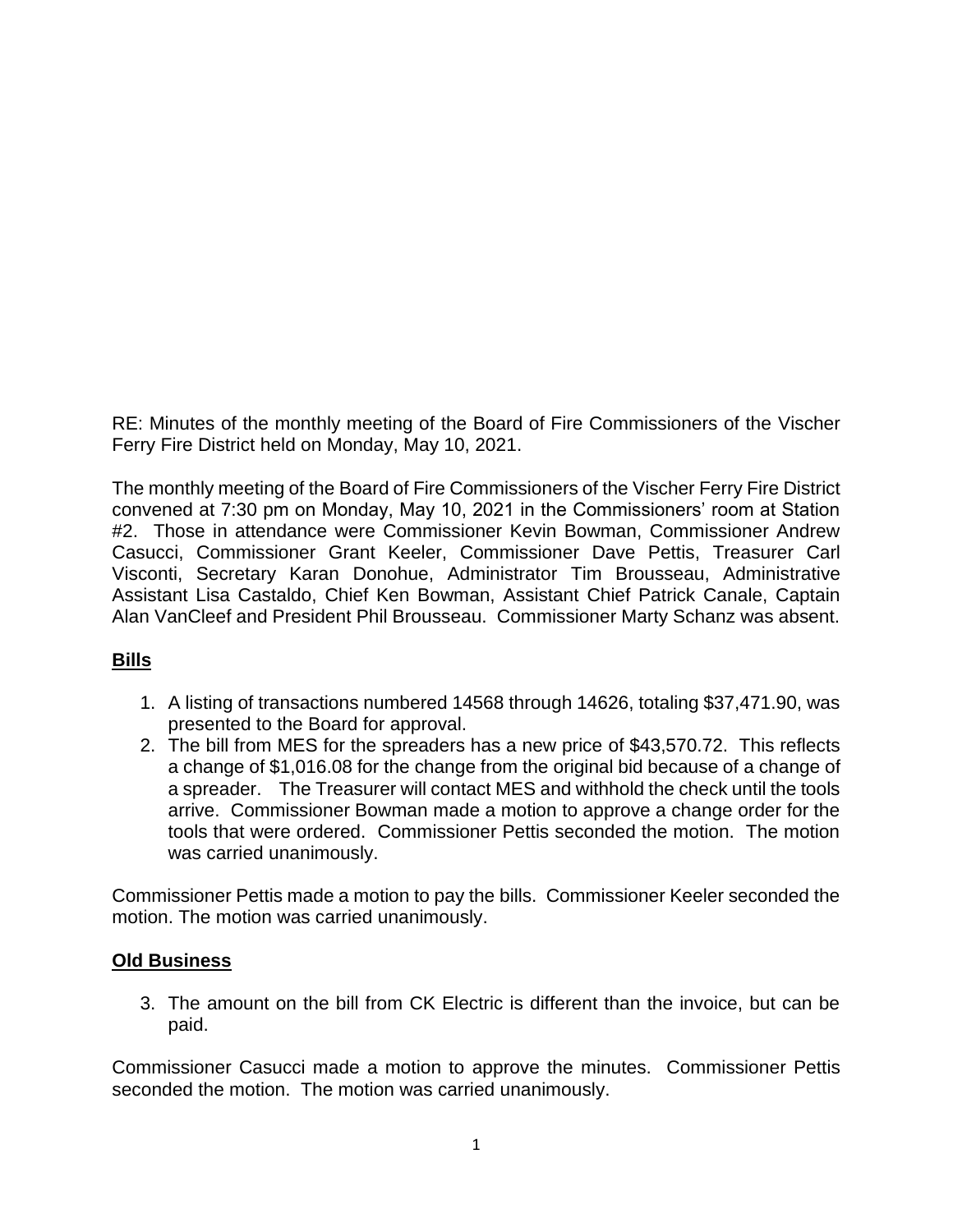RE: Minutes of the monthly meeting of the Board of Fire Commissioners of the Vischer Ferry Fire District held on Monday, May 10, 2021.

The monthly meeting of the Board of Fire Commissioners of the Vischer Ferry Fire District convened at 7:30 pm on Monday, May 10, 2021 in the Commissioners' room at Station #2. Those in attendance were Commissioner Kevin Bowman, Commissioner Andrew Casucci, Commissioner Grant Keeler, Commissioner Dave Pettis, Treasurer Carl Visconti, Secretary Karan Donohue, Administrator Tim Brousseau, Administrative Assistant Lisa Castaldo, Chief Ken Bowman, Assistant Chief Patrick Canale, Captain Alan VanCleef and President Phil Brousseau. Commissioner Marty Schanz was absent.

## **Bills**

1. A listing of transactions numbered 14568 through 14626, totaling $37,471.90, was presented to the Board for approval.
2. The bill from MES for the spreaders has a new price of $43,570.72. This reflects a change of $1,016.08 for the change from the original bid because of a change of a spreader. The Treasurer will contact MES and withhold the check until the tools arrive. Commissioner Bowman made a motion to approve a change order for the tools that were ordered. Commissioner Pettis seconded the motion. The motion was carried unanimously.

Commissioner Pettis made a motion to pay the bills. Commissioner Keeler seconded the motion. The motion was carried unanimously.

## **Old Business**

3. The amount on the bill from CK Electric is different than the invoice, but can be paid.

Commissioner Casucci made a motion to approve the minutes. Commissioner Pettis seconded the motion. The motion was carried unanimously.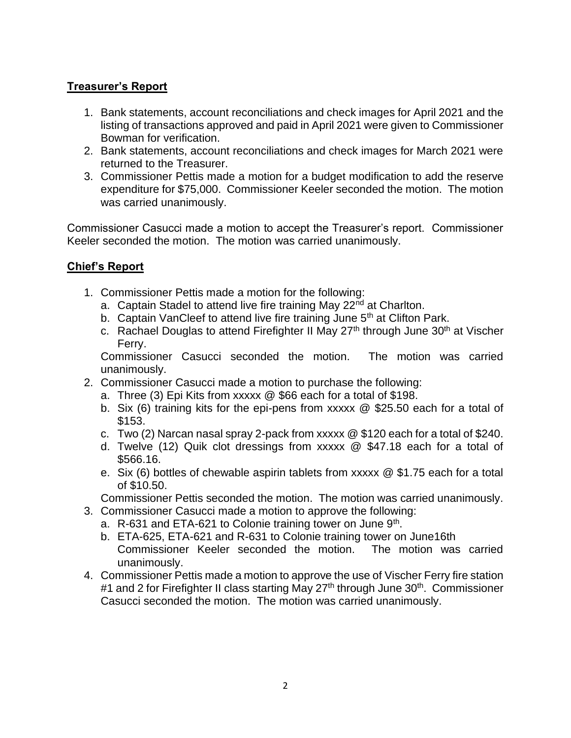## Treasurer's Report

1. Bank statements, account reconciliations and check images for April 2021 and the listing of transactions approved and paid in April 2021 were given to Commissioner Bowman for verification.
2. Bank statements, account reconciliations and check images for March 2021 were returned to the Treasurer.
3. Commissioner Pettis made a motion for a budget modification to add the reserve expenditure for $75,000. Commissioner Keeler seconded the motion. The motion was carried unanimously.

Commissioner Casucci made a motion to accept the Treasurer's report. Commissioner Keeler seconded the motion. The motion was carried unanimously.

## Chief's Report

1. Commissioner Pettis made a motion for the following:
   a. Captain Stadel to attend live fire training May 22nd at Charlton.
   b. Captain VanCleef to attend live fire training June 5th at Clifton Park.
   c. Rachael Douglas to attend Firefighter II May 27th through June 30th at Vischer Ferry.

   Commissioner Casucci seconded the motion. The motion was carried unanimously.
2. Commissioner Casucci made a motion to purchase the following:
   a. Three (3) Epi Kits from xxxxx @ $66 each for a total of $198.
   b. Six (6) training kits for the epi-pens from xxxxx @ $25.50 each for a total of $153.
   c. Two (2) Narcan nasal spray 2-pack from xxxxx @ $120 each for a total of $240.
   d. Twelve (12) Quik clot dressings from xxxxx @ $47.18 each for a total of $566.16.
   e. Six (6) bottles of chewable aspirin tablets from xxxxx @ $1.75 each for a total of $10.50.

   Commissioner Pettis seconded the motion. The motion was carried unanimously.
3. Commissioner Casucci made a motion to approve the following:
   a. R-631 and ETA-621 to Colonie training tower on June 9th.
   b. ETA-625, ETA-621 and R-631 to Colonie training tower on June16th

   Commissioner Keeler seconded the motion. The motion was carried unanimously.
4. Commissioner Pettis made a motion to approve the use of Vischer Ferry fire station #1 and 2 for Firefighter II class starting May 27th through June 30th. Commissioner Casucci seconded the motion. The motion was carried unanimously.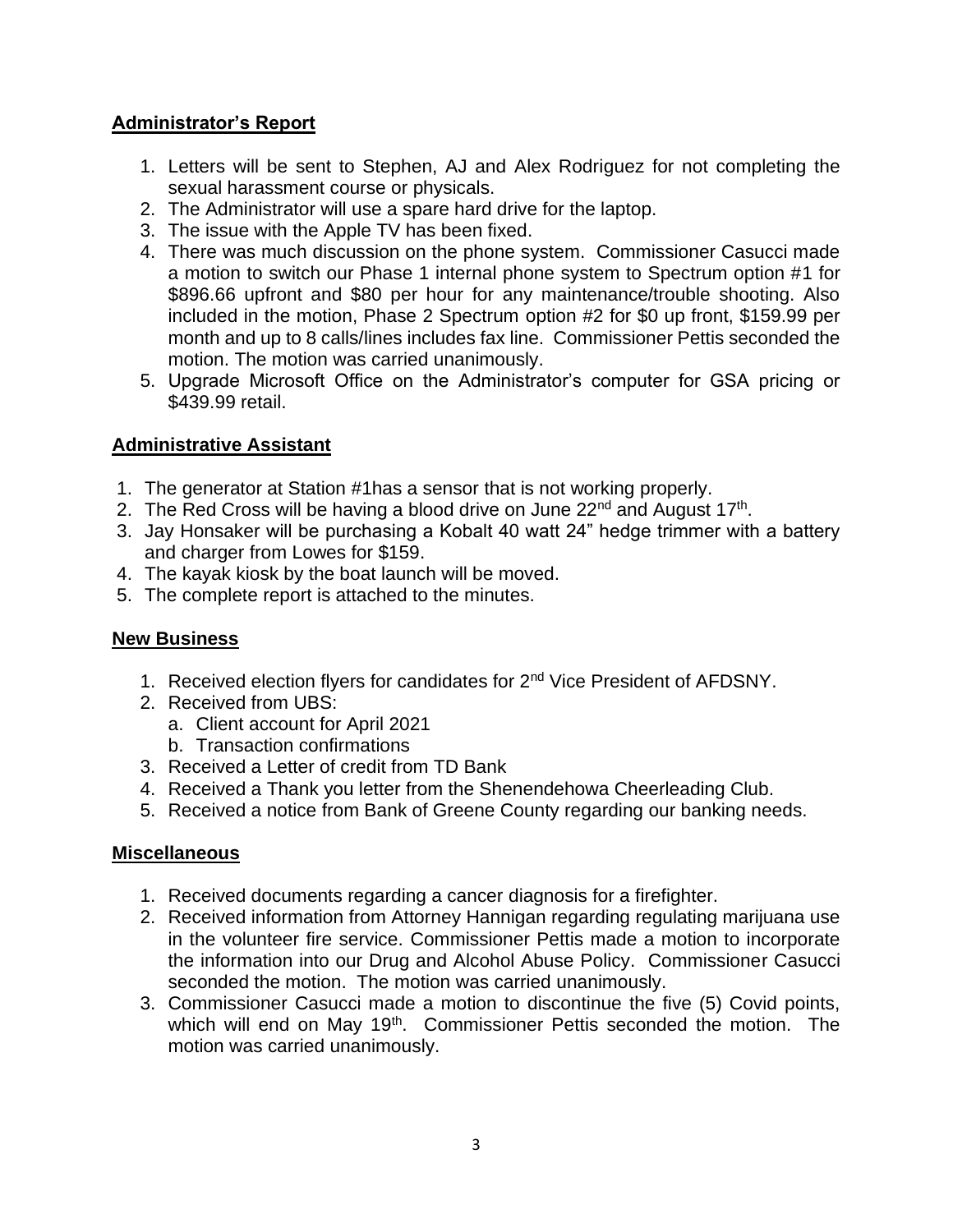## Administrator's Report

1. Letters will be sent to Stephen, AJ and Alex Rodriguez for not completing the sexual harassment course or physicals.
2. The Administrator will use a spare hard drive for the laptop.
3. The issue with the Apple TV has been fixed.
4. There was much discussion on the phone system. Commissioner Casucci made a motion to switch our Phase 1 internal phone system to Spectrum option #1 for $896.66 upfront and $80 per hour for any maintenance/trouble shooting. Also included in the motion, Phase 2 Spectrum option #2 for $0 up front, $159.99 per month and up to 8 calls/lines includes fax line. Commissioner Pettis seconded the motion. The motion was carried unanimously.
5. Upgrade Microsoft Office on the Administrator's computer for GSA pricing or $439.99 retail.

## Administrative Assistant

1. The generator at Station #1has a sensor that is not working properly.
2. The Red Cross will be having a blood drive on June 22nd and August 17th.
3. Jay Honsaker will be purchasing a Kobalt 40 watt 24" hedge trimmer with a battery and charger from Lowes for $159.
4. The kayak kiosk by the boat launch will be moved.
5. The complete report is attached to the minutes.

## New Business

1. Received election flyers for candidates for 2nd Vice President of AFDSNY.
2. Received from UBS:
   a. Client account for April 2021
   b. Transaction confirmations
3. Received a Letter of credit from TD Bank
4. Received a Thank you letter from the Shenendehowa Cheerleading Club.
5. Received a notice from Bank of Greene County regarding our banking needs.

## Miscellaneous

1. Received documents regarding a cancer diagnosis for a firefighter.
2. Received information from Attorney Hannigan regarding regulating marijuana use in the volunteer fire service. Commissioner Pettis made a motion to incorporate the information into our Drug and Alcohol Abuse Policy. Commissioner Casucci seconded the motion. The motion was carried unanimously.
3. Commissioner Casucci made a motion to discontinue the five (5) Covid points, which will end on May 19th. Commissioner Pettis seconded the motion. The motion was carried unanimously.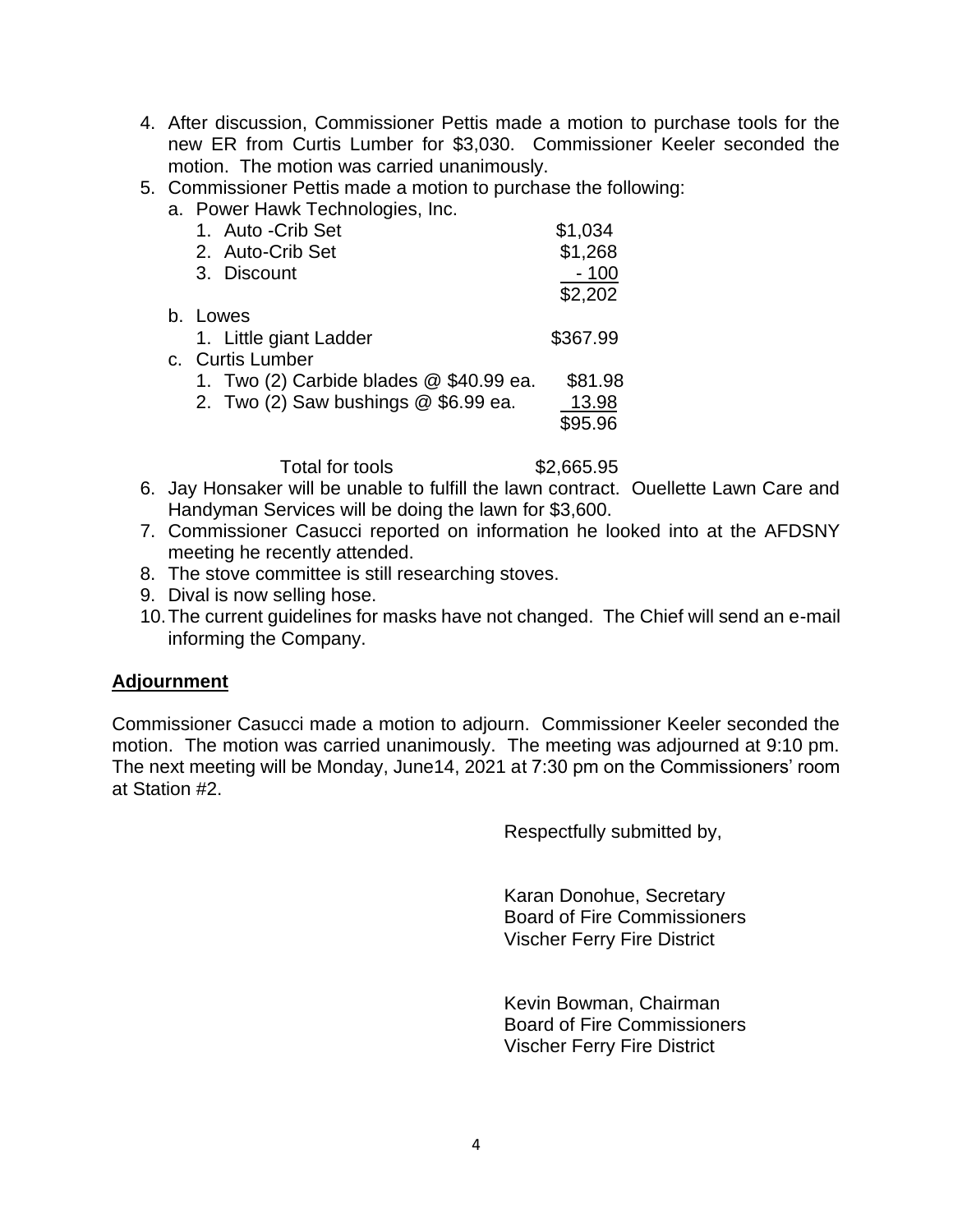4. After discussion, Commissioner Pettis made a motion to purchase tools for the new ER from Curtis Lumber for $3,030. Commissioner Keeler seconded the motion. The motion was carried unanimously.
5. Commissioner Pettis made a motion to purchase the following:
   a. Power Hawk Technologies, Inc.

| | |
|---|---|
| 1. Auto -Crib Set | $1,034 |
| 2. Auto-Crib Set | $1,268 |
| 3. Discount | - 100 |
| | $2,202 |

   b. Lowes

| | |
|---|---|
| 1. Little giant Ladder | $367.99 |

   c. Curtis Lumber

| | |
|---|---|
| 1. Two (2) Carbide blades @ $40.99 ea. | $81.98 |
| 2. Two (2) Saw bushings @ $6.99 ea. | 13.98 |
| | $95.96 |

   Total for tools $2,665.95

6. Jay Honsaker will be unable to fulfill the lawn contract. Ouellette Lawn Care and Handyman Services will be doing the lawn for $3,600.
7. Commissioner Casucci reported on information he looked into at the AFDSNY meeting he recently attended.
8. The stove committee is still researching stoves.
9. Dival is now selling hose.
10. The current guidelines for masks have not changed. The Chief will send an e-mail informing the Company.

**Adjournment**

Commissioner Casucci made a motion to adjourn. Commissioner Keeler seconded the motion. The motion was carried unanimously. The meeting was adjourned at 9:10 pm. The next meeting will be Monday, June14, 2021 at 7:30 pm on the Commissioners' room at Station #2.

Respectfully submitted by,

Karan Donohue, Secretary
Board of Fire Commissioners
Vischer Ferry Fire District

Kevin Bowman, Chairman
Board of Fire Commissioners
Vischer Ferry Fire District